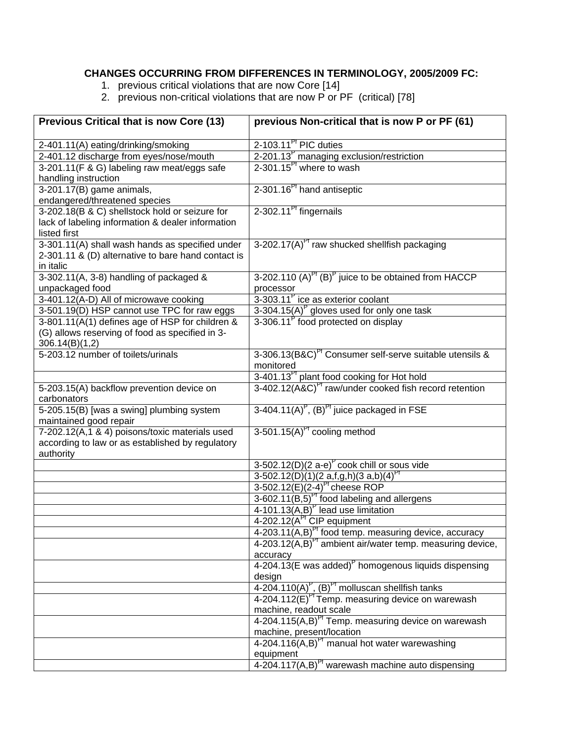**CHANGES OCCURRING FROM DIFFERENCES IN TERMINOLOGY, 2005/2009 FC:**

1. previous critical violations that are now Core [14]
2. previous non-critical violations that are now P or PF (critical) [78]

| Previous Critical that is now Core (13) | previous Non-critical that is now P or PF (61) |
|---|---|
| 2-401.11(A) eating/drinking/smoking | 2-103.11$^{Pf}$ PIC duties |
| 2-401.12 discharge from eyes/nose/mouth | 2-201.13$^{P}$ managing exclusion/restriction |
| 3-201.11(F & G) labeling raw meat/eggs safe handling instruction | 2-301.15$^{Pf}$ where to wash |
| 3-201.17(B) game animals, endangered/threatened species | 2-301.16$^{Pf}$ hand antiseptic |
| 3-202.18(B & C) shellstock hold or seizure for lack of labeling information & dealer information listed first | 2-302.11$^{Pf}$ fingernails |
| 3-301.11(A) shall wash hands as specified under 2-301.11 & (D) alternative to bare hand contact is in italic | 3-202.17(A)$^{Pf}$ raw shucked shellfish packaging |
| 3-302.11(A, 3-8) handling of packaged & unpackaged food | 3-202.110 (A)$^{Pf}$ (B)$^{P}$ juice to be obtained from HACCP processor |
| 3-401.12(A-D) All of microwave cooking | 3-303.11$^{P}$ ice as exterior coolant |
| 3-501.19(D) HSP cannot use TPC for raw eggs | 3-304.15(A)$^{P}$ gloves used for only one task |
| 3-801.11(A)(1) defines age of HSP for children & (G) allows reserving of food as specified in 3-306.14(B)(1,2) | 3-306.11$^{P}$ food protected on display |
| 5-203.12 number of toilets/urinals | 3-306.13(B&C)$^{Pf}$ Consumer self-serve suitable utensils & monitored |
| | 3-401.13$^{Pf}$ plant food cooking for Hot hold |
| 5-203.15(A) backflow prevention device on carbonators | 3-402.12(A&C)$^{Pf}$ raw/under cooked fish record retention |
| 5-205.15(B) [was a swing] plumbing system maintained good repair | 3-404.11(A)$^{P}$, (B)$^{Pf}$ juice packaged in FSE |
| 7-202.12(A,1 & 4) poisons/toxic materials used according to law or as established by regulatory authority | 3-501.15(A)$^{Pf}$ cooling method |
| | 3-502.12(D)(2 a-e)$^{P}$ cook chill or sous vide |
| | 3-502.12(D)(1)(2 a,f,g,h)(3 a,b)(4)$^{Pf}$ |
| | 3-502.12(E)(2-4)$^{Pf}$ cheese ROP |
| | 3-602.11(B,5)$^{Pf}$ food labeling and allergens |
| | 4-101.13(A,B)$^{P}$ lead use limitation |
| | 4-202.12(A$^{Pf}$ CIP equipment |
| | 4-203.11(A,B)$^{Pf}$ food temp. measuring device, accuracy |
| | 4-203.12(A,B)$^{Pf}$ ambient air/water temp. measuring device, accuracy |
| | 4-204.13(E was added)$^{P}$ homogenous liquids dispensing design |
| | 4-204.110(A)$^{P}$, (B)$^{Pf}$ molluscan shellfish tanks |
| | 4-204.112(E)$^{Pf}$ Temp. measuring device on warewash machine, readout scale |
| | 4-204.115(A,B)$^{Pf}$ Temp. measuring device on warewash machine, present/location |
| | 4-204.116(A,B)$^{Pf}$ manual hot water warewashing equipment |
| | 4-204.117(A,B)$^{Pf}$ warewash machine auto dispensing |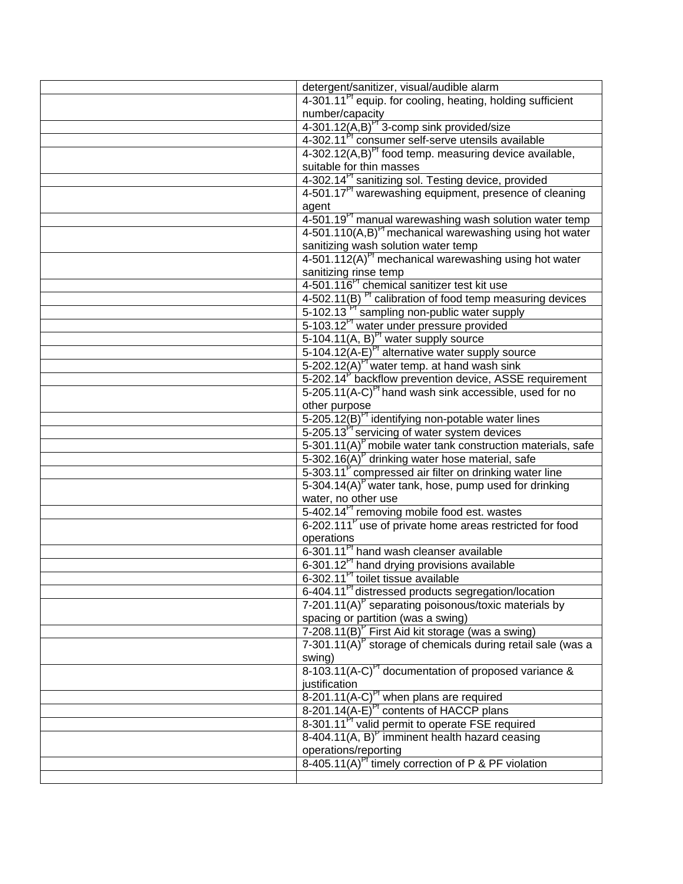| | |
|---|---|
| | detergent/sanitizer, visual/audible alarm |
| | 4-301.11$^{Pf}$ equip. for cooling, heating, holding sufficient number/capacity |
| | 4-301.12(A,B)$^{Pf}$ 3-comp sink provided/size |
| | 4-302.11$^{Pf}$ consumer self-serve utensils available |
| | 4-302.12(A,B)$^{Pf}$ food temp. measuring device available, suitable for thin masses |
| | 4-302.14$^{Pf}$ sanitizing sol. Testing device, provided |
| | 4-501.17$^{Pf}$ warewashing equipment, presence of cleaning agent |
| | 4-501.19$^{Pf}$ manual warewashing wash solution water temp |
| | 4-501.110(A,B)$^{Pf}$ mechanical warewashing using hot water sanitizing wash solution water temp |
| | 4-501.112(A)$^{Pf}$ mechanical warewashing using hot water sanitizing rinse temp |
| | 4-501.116$^{Pf}$ chemical sanitizer test kit use |
| | 4-502.11(B) $^{Pf}$ calibration of food temp measuring devices |
| | 5-102.13 $^{Pf}$ sampling non-public water supply |
| | 5-103.12$^{Pf}$ water under pressure provided |
| | 5-104.11(A, B)$^{Pf}$ water supply source |
| | 5-104.12(A-E)$^{Pf}$ alternative water supply source |
| | 5-202.12(A)$^{Pf}$ water temp. at hand wash sink |
| | 5-202.14$^{P}$ backflow prevention device, ASSE requirement |
| | 5-205.11(A-C)$^{Pf}$ hand wash sink accessible, used for no other purpose |
| | 5-205.12(B)$^{Pf}$ identifying non-potable water lines |
| | 5-205.13$^{Pf}$ servicing of water system devices |
| | 5-301.11(A)$^{P}$ mobile water tank construction materials, safe |
| | 5-302.16(A)$^{P}$ drinking water hose material, safe |
| | 5-303.11$^{P}$ compressed air filter on drinking water line |
| | 5-304.14(A)$^{P}$ water tank, hose, pump used for drinking water, no other use |
| | 5-402.14$^{Pf}$ removing mobile food est. wastes |
| | 6-202.111$^{P}$ use of private home areas restricted for food operations |
| | 6-301.11$^{Pf}$ hand wash cleanser available |
| | 6-301.12$^{Pf}$ hand drying provisions available |
| | 6-302.11$^{Pf}$ toilet tissue available |
| | 6-404.11$^{Pf}$ distressed products segregation/location |
| | 7-201.11(A)$^{P}$ separating poisonous/toxic materials by spacing or partition (was a swing) |
| | 7-208.11(B)$^{P}$ First Aid kit storage (was a swing) |
| | 7-301.11(A)$^{P}$ storage of chemicals during retail sale (was a swing) |
| | 8-103.11(A-C)$^{Pf}$ documentation of proposed variance & justification |
| | 8-201.11(A-C)$^{Pf}$ when plans are required |
| | 8-201.14(A-E)$^{Pf}$ contents of HACCP plans |
| | 8-301.11$^{Pf}$ valid permit to operate FSE required |
| | 8-404.11(A, B)$^{P}$ imminent health hazard ceasing operations/reporting |
| | 8-405.11(A)$^{Pf}$ timely correction of P & PF violation |
| | |